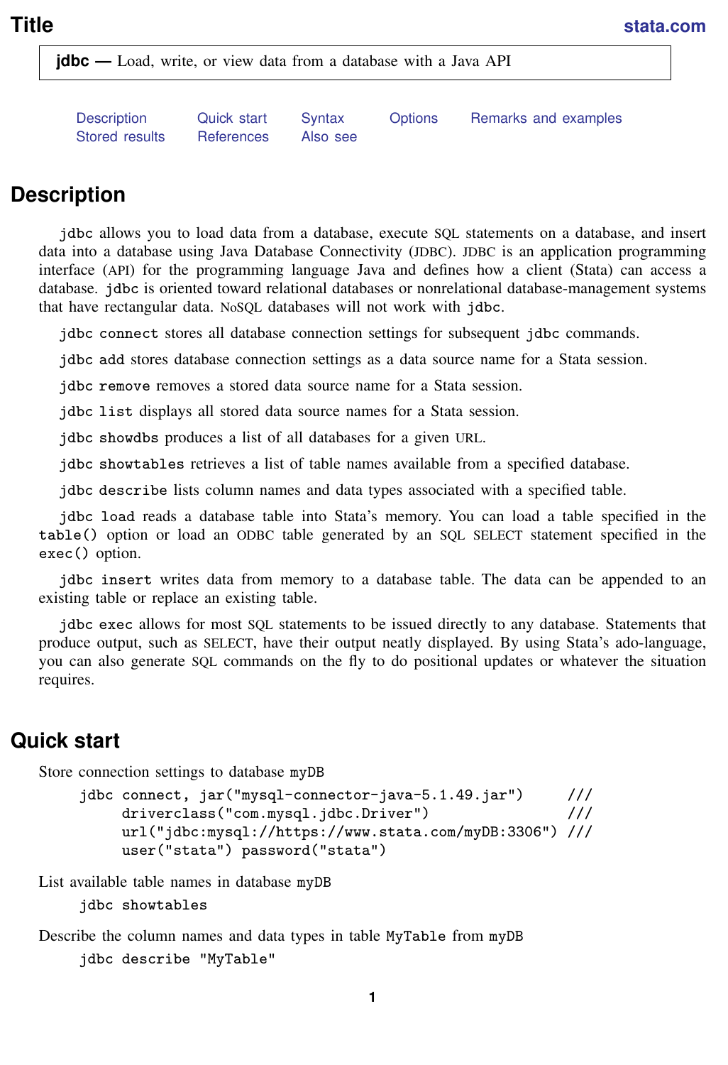# Title

**jdbc —** Load, write, or view data from a database with a Java API

Description  Quick start  Syntax  Options  Remarks and examples
Stored results  References  Also see

## Description

`jdbc` allows you to load data from a database, execute SQL statements on a database, and insert data into a database using Java Database Connectivity (JDBC). JDBC is an application programming interface (API) for the programming language Java and defines how a client (Stata) can access a database. `jdbc` is oriented toward relational databases or nonrelational database-management systems that have rectangular data. NoSQL databases will not work with `jdbc`.

`jdbc connect` stores all database connection settings for subsequent `jdbc` commands.

`jdbc add` stores database connection settings as a data source name for a Stata session.

`jdbc remove` removes a stored data source name for a Stata session.

`jdbc list` displays all stored data source names for a Stata session.

`jdbc showdbs` produces a list of all databases for a given URL.

`jdbc showtables` retrieves a list of table names available from a specified database.

`jdbc describe` lists column names and data types associated with a specified table.

`jdbc load` reads a database table into Stata's memory. You can load a table specified in the `table()` option or load an ODBC table generated by an SQL SELECT statement specified in the `exec()` option.

`jdbc insert` writes data from memory to a database table. The data can be appended to an existing table or replace an existing table.

`jdbc exec` allows for most SQL statements to be issued directly to any database. Statements that produce output, such as SELECT, have their output neatly displayed. By using Stata's ado-language, you can also generate SQL commands on the fly to do positional updates or whatever the situation requires.

## Quick start

Store connection settings to database `myDB`

```
jdbc connect, jar("mysql-connector-java-5.1.49.jar")     ///
     driverclass("com.mysql.jdbc.Driver")                ///
     url("jdbc:mysql://https://www.stata.com/myDB:3306") ///
     user("stata") password("stata")
```

List available table names in database `myDB`

```
jdbc showtables
```

Describe the column names and data types in table `MyTable` from `myDB`

```
jdbc describe "MyTable"
```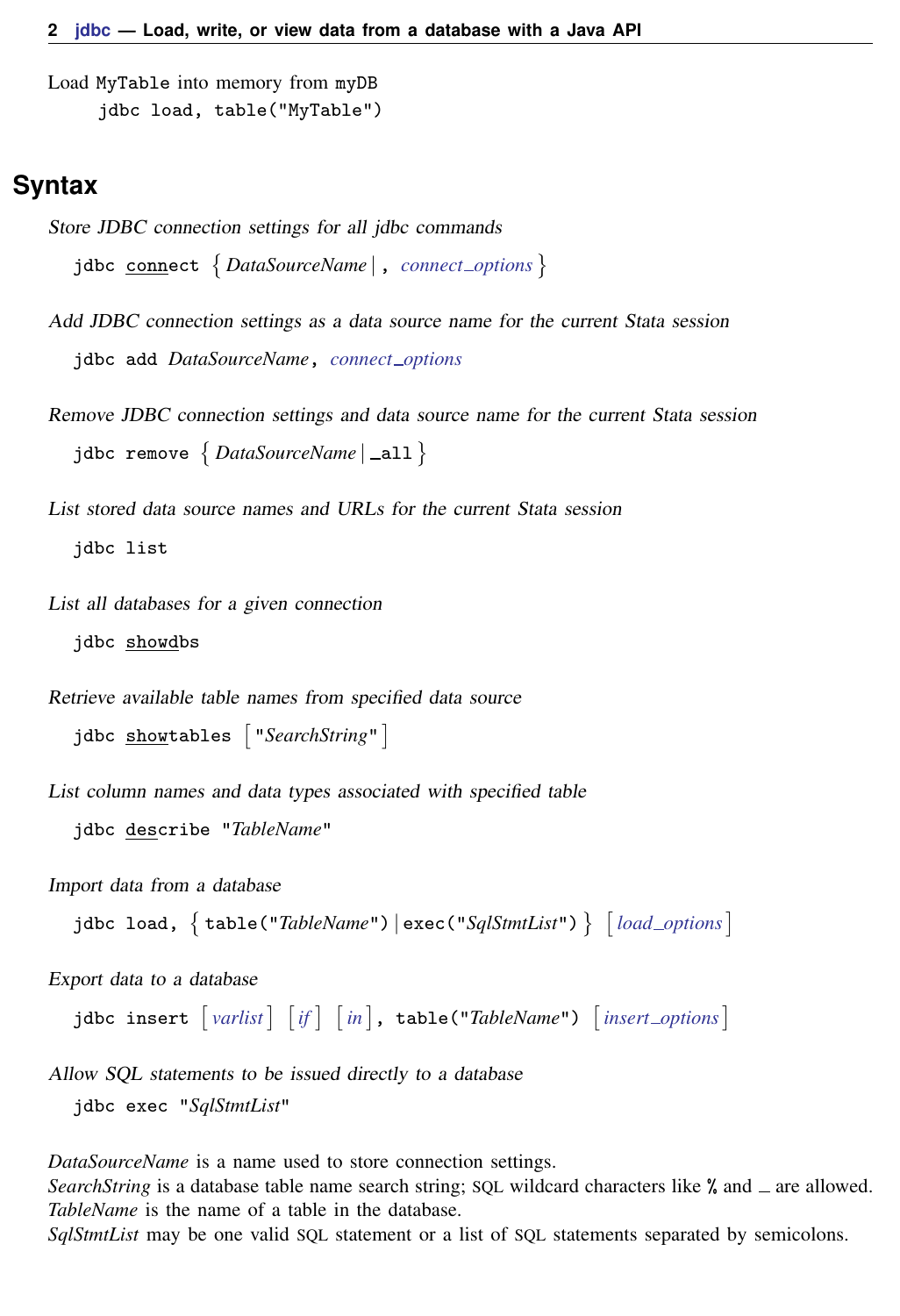Load MyTable into memory from myDB

```
jdbc load, table("MyTable")
```

## Syntax

*Store JDBC connection settings for all jdbc commands*

```
jdbc connect { DataSourceName | , connect_options }
```

*Add JDBC connection settings as a data source name for the current Stata session*

```
jdbc add DataSourceName, connect_options
```

*Remove JDBC connection settings and data source name for the current Stata session*

```
jdbc remove { DataSourceName | _all }
```

*List stored data source names and URLs for the current Stata session*

```
jdbc list
```

*List all databases for a given connection*

```
jdbc showdbs
```

*Retrieve available table names from specified data source*

```
jdbc showtables ["SearchString"]
```

*List column names and data types associated with specified table*

```
jdbc describe "TableName"
```

*Import data from a database*

```
jdbc load, { table("TableName") | exec("SqlStmtList") } [load_options]
```

*Export data to a database*

```
jdbc insert [varlist] [if] [in], table("TableName") [insert_options]
```

*Allow SQL statements to be issued directly to a database*

```
jdbc exec "SqlStmtList"
```

*DataSourceName* is a name used to store connection settings.
*SearchString* is a database table name search string; SQL wildcard characters like % and _ are allowed.
*TableName* is the name of a table in the database.
*SqlStmtList* may be one valid SQL statement or a list of SQL statements separated by semicolons.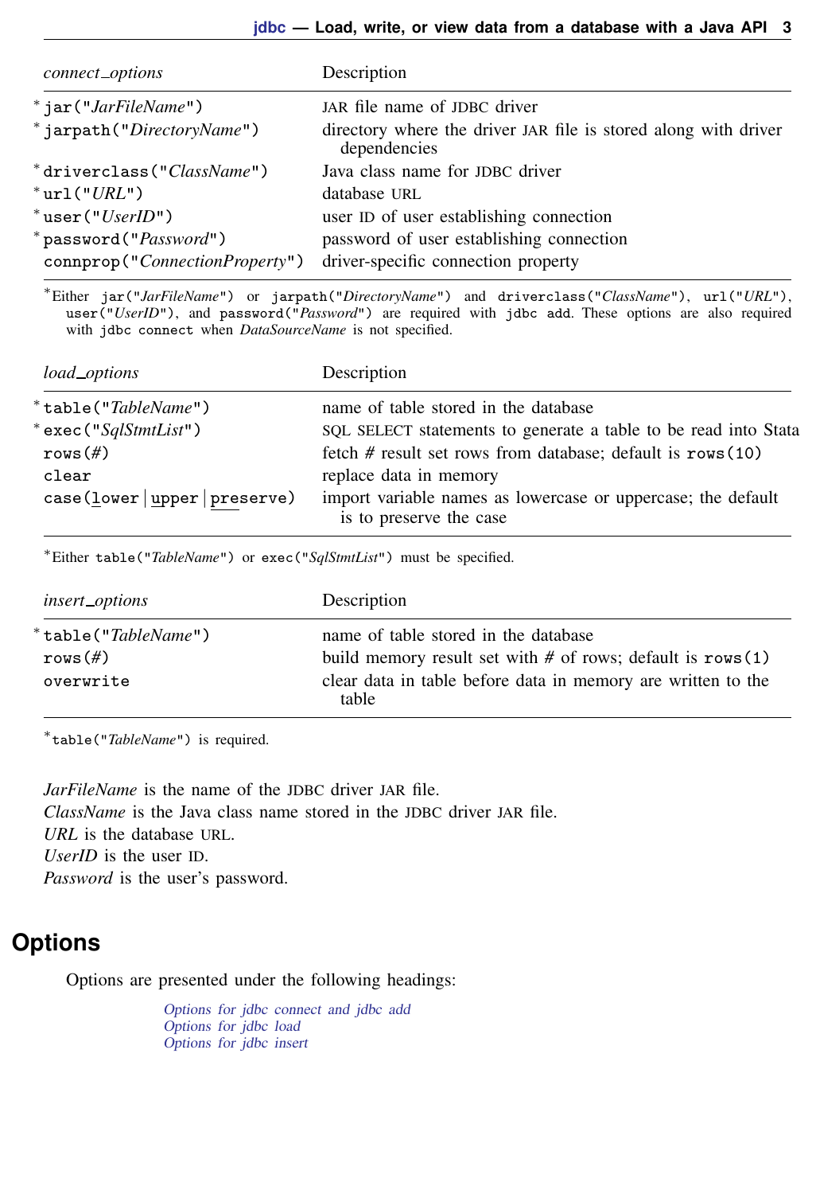| *connect_options* | Description |
|---|---|
| * jar("*JarFileName*") | JAR file name of JDBC driver |
| * jarpath("*DirectoryName*") | directory where the driver JAR file is stored along with driver dependencies |
| * driverclass("*ClassName*") | Java class name for JDBC driver |
| * url("*URL*") | database URL |
| * user("*UserID*") | user ID of user establishing connection |
| * password("*Password*") | password of user establishing connection |
| connprop("*ConnectionProperty*") | driver-specific connection property |

*Either jar("*JarFileName*") or jarpath("*DirectoryName*") and driverclass("*ClassName*"), url("*URL*"), user("*UserID*"), and password("*Password*") are required with jdbc add. These options are also required with jdbc connect when *DataSourceName* is not specified.

| *load_options* | Description |
|---|---|
| * table("*TableName*") | name of table stored in the database |
| * exec("*SqlStmtList*") | SQL SELECT statements to generate a table to be read into Stata |
| rows(#) | fetch # result set rows from database; default is rows(10) |
| clear | replace data in memory |
| case(lower \| upper \| preserve) | import variable names as lowercase or uppercase; the default is to preserve the case |

*Either table("*TableName*") or exec("*SqlStmtList*") must be specified.

| *insert_options* | Description |
|---|---|
| * table("*TableName*") | name of table stored in the database |
| rows(#) | build memory result set with # of rows; default is rows(1) |
| overwrite | clear data in table before data in memory are written to the table |

*table("*TableName*") is required.

*JarFileName* is the name of the JDBC driver JAR file.
*ClassName* is the Java class name stored in the JDBC driver JAR file.
*URL* is the database URL.
*UserID* is the user ID.
*Password* is the user's password.

# Options

Options are presented under the following headings:

*Options for jdbc connect and jdbc add*
*Options for jdbc load*
*Options for jdbc insert*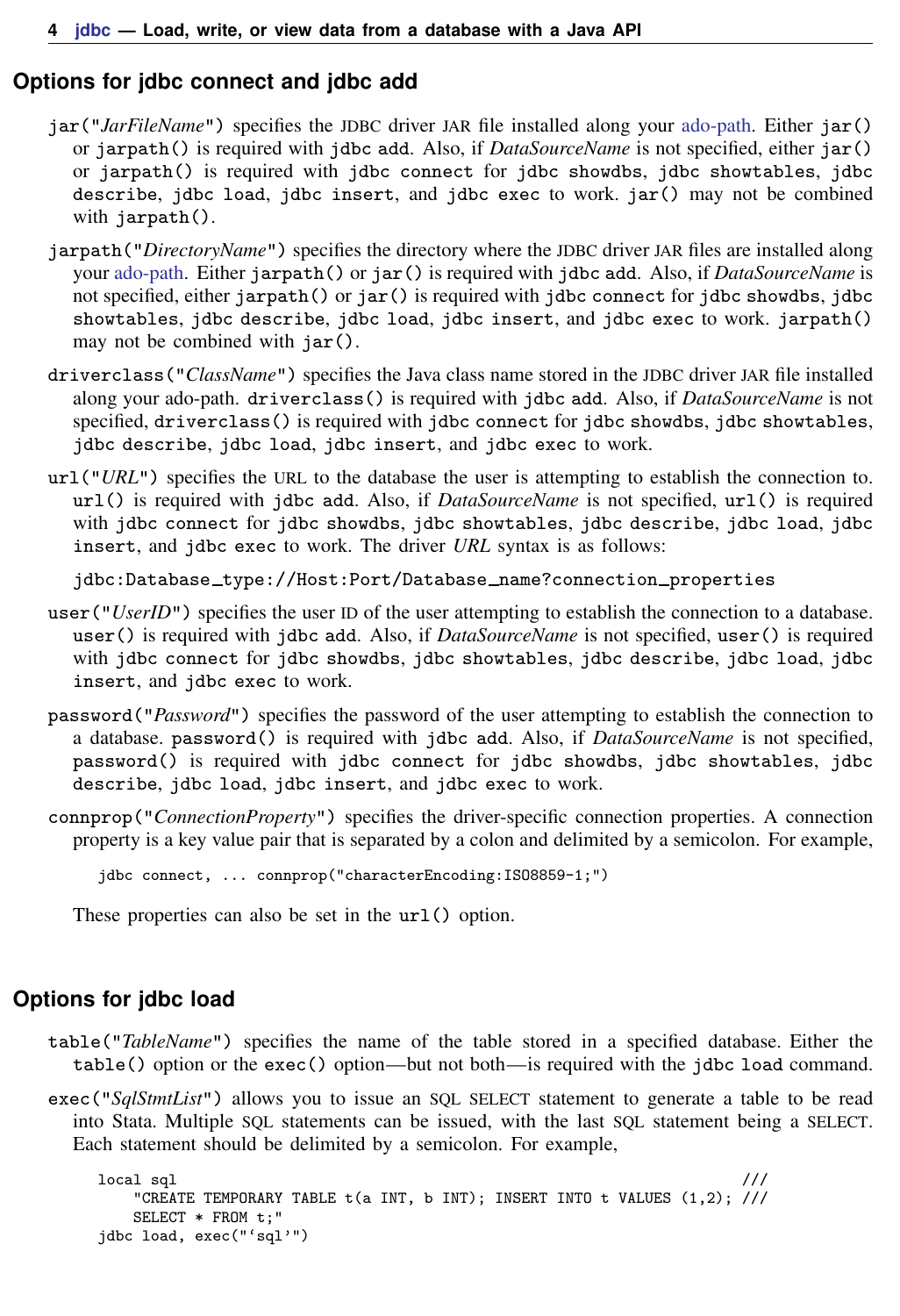## Options for jdbc connect and jdbc add

`jar("`*JarFileName*`")` specifies the JDBC driver JAR file installed along your ado-path. Either `jar()` or `jarpath()` is required with `jdbc add`. Also, if *DataSourceName* is not specified, either `jar()` or `jarpath()` is required with `jdbc connect` for `jdbc showdbs`, `jdbc showtables`, `jdbc describe`, `jdbc load`, `jdbc insert`, and `jdbc exec` to work. `jar()` may not be combined with `jarpath()`.

`jarpath("`*DirectoryName*`")` specifies the directory where the JDBC driver JAR files are installed along your ado-path. Either `jarpath()` or `jar()` is required with `jdbc add`. Also, if *DataSourceName* is not specified, either `jarpath()` or `jar()` is required with `jdbc connect` for `jdbc showdbs`, `jdbc showtables`, `jdbc describe`, `jdbc load`, `jdbc insert`, and `jdbc exec` to work. `jarpath()` may not be combined with `jar()`.

`driverclass("`*ClassName*`")` specifies the Java class name stored in the JDBC driver JAR file installed along your ado-path. `driverclass()` is required with `jdbc add`. Also, if *DataSourceName* is not specified, `driverclass()` is required with `jdbc connect` for `jdbc showdbs`, `jdbc showtables`, `jdbc describe`, `jdbc load`, `jdbc insert`, and `jdbc exec` to work.

`url("`*URL*`")` specifies the URL to the database the user is attempting to establish the connection to. `url()` is required with `jdbc add`. Also, if *DataSourceName* is not specified, `url()` is required with `jdbc connect` for `jdbc showdbs`, `jdbc showtables`, `jdbc describe`, `jdbc load`, `jdbc insert`, and `jdbc exec` to work. The driver *URL* syntax is as follows:

```
jdbc:Database_type://Host:Port/Database_name?connection_properties
```

`user("`*UserID*`")` specifies the user ID of the user attempting to establish the connection to a database. `user()` is required with `jdbc add`. Also, if *DataSourceName* is not specified, `user()` is required with `jdbc connect` for `jdbc showdbs`, `jdbc showtables`, `jdbc describe`, `jdbc load`, `jdbc insert`, and `jdbc exec` to work.

`password("`*Password*`")` specifies the password of the user attempting to establish the connection to a database. `password()` is required with `jdbc add`. Also, if *DataSourceName* is not specified, `password()` is required with `jdbc connect` for `jdbc showdbs`, `jdbc showtables`, `jdbc describe`, `jdbc load`, `jdbc insert`, and `jdbc exec` to work.

`connprop("`*ConnectionProperty*`")` specifies the driver-specific connection properties. A connection property is a key value pair that is separated by a colon and delimited by a semicolon. For example,

```
jdbc connect, ... connprop("characterEncoding:ISO8859-1;")
```

These properties can also be set in the `url()` option.

## Options for jdbc load

`table("`*TableName*`")` specifies the name of the table stored in a specified database. Either the `table()` option or the `exec()` option—but not both—is required with the `jdbc load` command.

`exec("`*SqlStmtList*`")` allows you to issue an SQL SELECT statement to generate a table to be read into Stata. Multiple SQL statements can be issued, with the last SQL statement being a SELECT. Each statement should be delimited by a semicolon. For example,

```
local sql                                                                ///
    "CREATE TEMPORARY TABLE t(a INT, b INT); INSERT INTO t VALUES (1,2); ///
    SELECT * FROM t;"
jdbc load, exec("`sql'")
```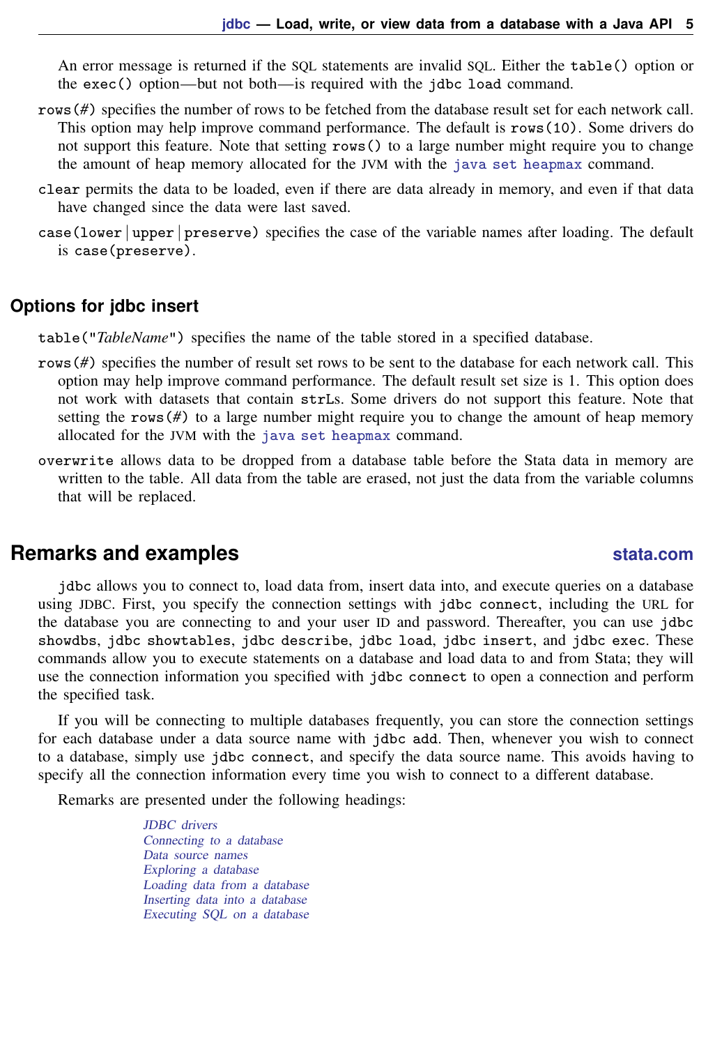An error message is returned if the SQL statements are invalid SQL. Either the `table()` option or the `exec()` option—but not both—is required with the `jdbc load` command.

`rows(#)` specifies the number of rows to be fetched from the database result set for each network call. This option may help improve command performance. The default is `rows(10)`. Some drivers do not support this feature. Note that setting `rows()` to a large number might require you to change the amount of heap memory allocated for the JVM with the `java set heapmax` command.

`clear` permits the data to be loaded, even if there are data already in memory, and even if that data have changed since the data were last saved.

`case(lower|upper|preserve)` specifies the case of the variable names after loading. The default is `case(preserve)`.

### Options for jdbc insert

`table("`*TableName*`")` specifies the name of the table stored in a specified database.

`rows(#)` specifies the number of result set rows to be sent to the database for each network call. This option may help improve command performance. The default result set size is 1. This option does not work with datasets that contain `strL`s. Some drivers do not support this feature. Note that setting the `rows(#)` to a large number might require you to change the amount of heap memory allocated for the JVM with the `java set heapmax` command.

`overwrite` allows data to be dropped from a database table before the Stata data in memory are written to the table. All data from the table are erased, not just the data from the variable columns that will be replaced.

## Remarks and examples

stata.com

`jdbc` allows you to connect to, load data from, insert data into, and execute queries on a database using JDBC. First, you specify the connection settings with `jdbc connect`, including the URL for the database you are connecting to and your user ID and password. Thereafter, you can use `jdbc showdbs`, `jdbc showtables`, `jdbc describe`, `jdbc load`, `jdbc insert`, and `jdbc exec`. These commands allow you to execute statements on a database and load data to and from Stata; they will use the connection information you specified with `jdbc connect` to open a connection and perform the specified task.

If you will be connecting to multiple databases frequently, you can store the connection settings for each database under a data source name with `jdbc add`. Then, whenever you wish to connect to a database, simply use `jdbc connect`, and specify the data source name. This avoids having to specify all the connection information every time you wish to connect to a different database.

Remarks are presented under the following headings:

*JDBC drivers*
*Connecting to a database*
*Data source names*
*Exploring a database*
*Loading data from a database*
*Inserting data into a database*
*Executing SQL on a database*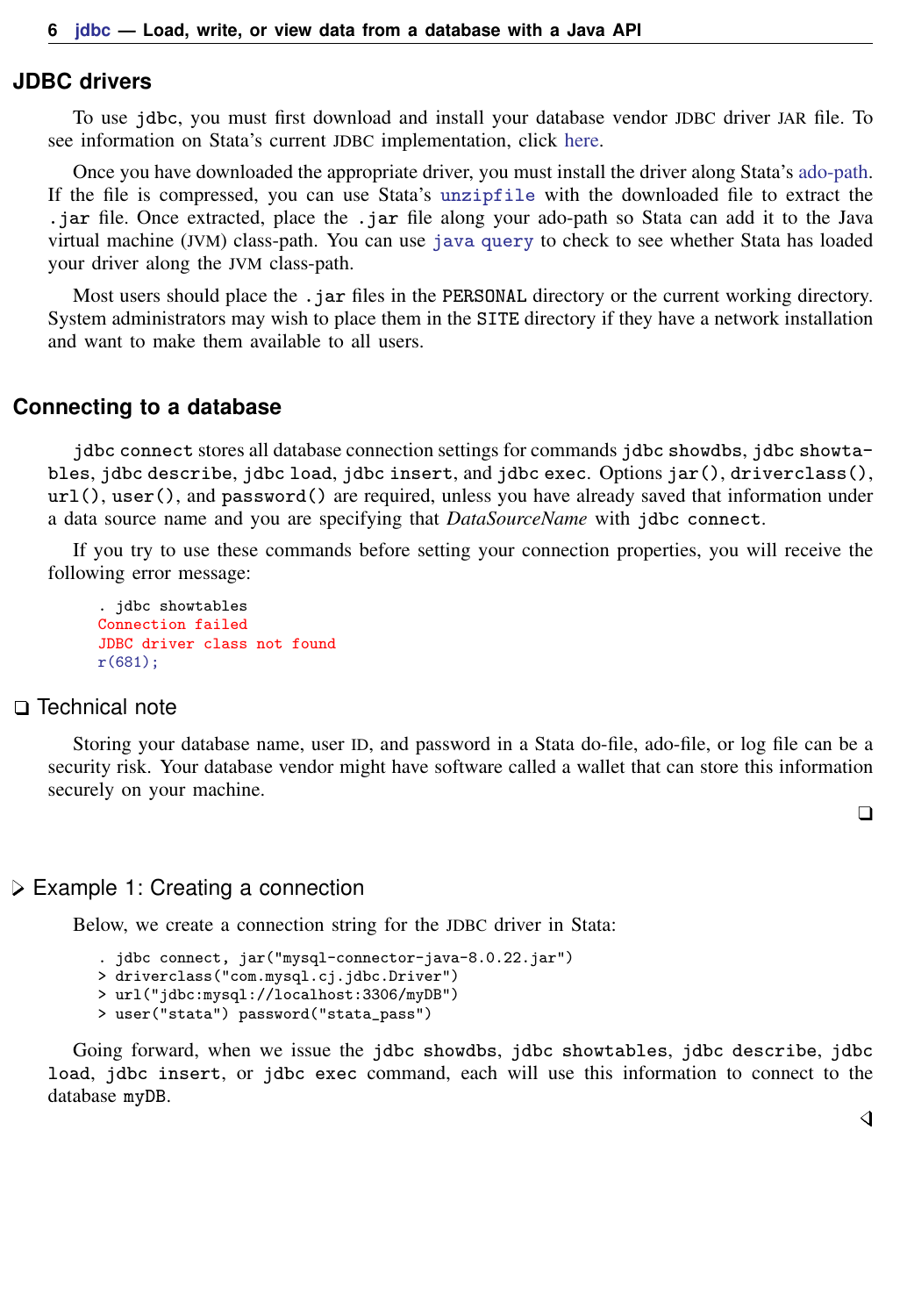## JDBC drivers

To use `jdbc`, you must first download and install your database vendor JDBC driver JAR file. To see information on Stata's current JDBC implementation, click here.

Once you have downloaded the appropriate driver, you must install the driver along Stata's ado-path. If the file is compressed, you can use Stata's `unzipfile` with the downloaded file to extract the `.jar` file. Once extracted, place the `.jar` file along your ado-path so Stata can add it to the Java virtual machine (JVM) class-path. You can use `java query` to check to see whether Stata has loaded your driver along the JVM class-path.

Most users should place the `.jar` files in the `PERSONAL` directory or the current working directory. System administrators may wish to place them in the `SITE` directory if they have a network installation and want to make them available to all users.

## Connecting to a database

`jdbc connect` stores all database connection settings for commands `jdbc showdbs`, `jdbc showtables`, `jdbc describe`, `jdbc load`, `jdbc insert`, and `jdbc exec`. Options `jar()`, `driverclass()`, `url()`, `user()`, and `password()` are required, unless you have already saved that information under a data source name and you are specifying that *DataSourceName* with `jdbc connect`.

If you try to use these commands before setting your connection properties, you will receive the following error message:

```
. jdbc showtables
Connection failed
JDBC driver class not found
r(681);
```

### ❑ Technical note

Storing your database name, user ID, and password in a Stata do-file, ado-file, or log file can be a security risk. Your database vendor might have software called a wallet that can store this information securely on your machine.

❑

### ▷ Example 1: Creating a connection

Below, we create a connection string for the JDBC driver in Stata:

```
. jdbc connect, jar("mysql-connector-java-8.0.22.jar")
> driverclass("com.mysql.cj.jdbc.Driver")
> url("jdbc:mysql://localhost:3306/myDB")
> user("stata") password("stata_pass")
```

Going forward, when we issue the `jdbc showdbs`, `jdbc showtables`, `jdbc describe`, `jdbc load`, `jdbc insert`, or `jdbc exec` command, each will use this information to connect to the database `myDB`.

◁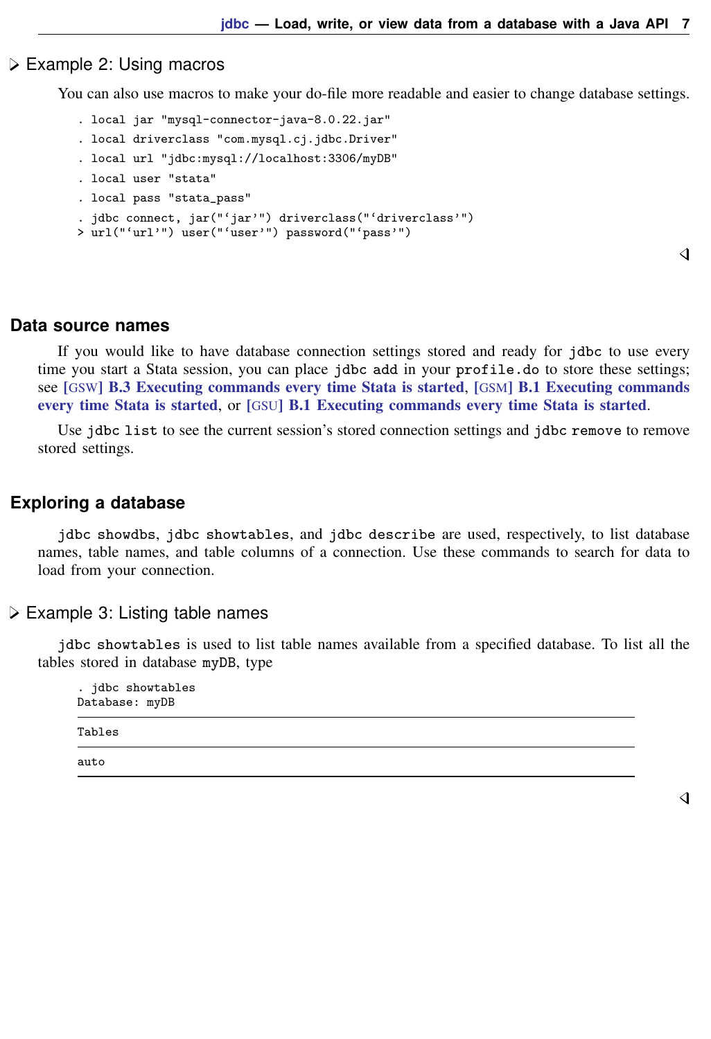### Example 2: Using macros

You can also use macros to make your do-file more readable and easier to change database settings.

```
. local jar "mysql-connector-java-8.0.22.jar"
. local driverclass "com.mysql.cj.jdbc.Driver"
. local url "jdbc:mysql://localhost:3306/myDB"
. local user "stata"
. local pass "stata_pass"
. jdbc connect, jar("`jar'") driverclass("`driverclass'")
> url("`url'") user("`user'") password("`pass'")
```

## Data source names

If you would like to have database connection settings stored and ready for `jdbc` to use every time you start a Stata session, you can place `jdbc add` in your `profile.do` to store these settings; see **[GSW] B.3 Executing commands every time Stata is started**, **[GSM] B.1 Executing commands every time Stata is started**, or **[GSU] B.1 Executing commands every time Stata is started**.

Use `jdbc list` to see the current session's stored connection settings and `jdbc remove` to remove stored settings.

## Exploring a database

`jdbc showdbs`, `jdbc showtables`, and `jdbc describe` are used, respectively, to list database names, table names, and table columns of a connection. Use these commands to search for data to load from your connection.

### Example 3: Listing table names

`jdbc showtables` is used to list table names available from a specified database. To list all the tables stored in database `myDB`, type

```
. jdbc showtables
Database: myDB
```

| Tables |
|---|
| auto |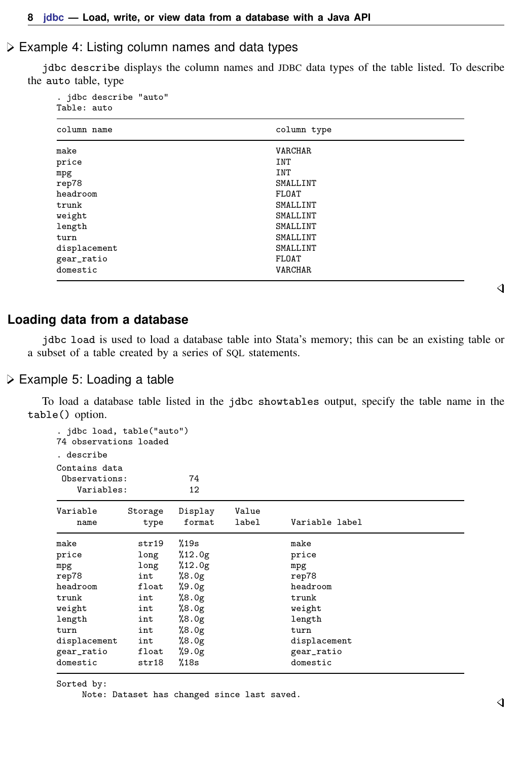### ▷ Example 4: Listing column names and data types

`jdbc describe` displays the column names and JDBC data types of the table listed. To describe the `auto` table, type

```
. jdbc describe "auto"
Table: auto
```

| column name | column type |
|---|---|
| make | VARCHAR |
| price | INT |
| mpg | INT |
| rep78 | SMALLINT |
| headroom | FLOAT |
| trunk | SMALLINT |
| weight | SMALLINT |
| length | SMALLINT |
| turn | SMALLINT |
| displacement | SMALLINT |
| gear_ratio | FLOAT |
| domestic | VARCHAR |

◁

## Loading data from a database

`jdbc load` is used to load a database table into Stata's memory; this can be an existing table or a subset of a table created by a series of SQL statements.

### ▷ Example 5: Loading a table

To load a database table listed in the `jdbc showtables` output, specify the table name in the `table()` option.

```
. jdbc load, table("auto")
74 observations loaded
. describe
Contains data
 Observations:            74
    Variables:            12
```

| Variable name | Storage type | Display format | Value label | Variable label |
|---|---|---|---|---|
| make | str19 | %19s | | make |
| price | long | %12.0g | | price |
| mpg | long | %12.0g | | mpg |
| rep78 | int | %8.0g | | rep78 |
| headroom | float | %9.0g | | headroom |
| trunk | int | %8.0g | | trunk |
| weight | int | %8.0g | | weight |
| length | int | %8.0g | | length |
| turn | int | %8.0g | | turn |
| displacement | int | %8.0g | | displacement |
| gear_ratio | float | %9.0g | | gear_ratio |
| domestic | str18 | %18s | | domestic |

```
Sorted by:
     Note: Dataset has changed since last saved.
```

◁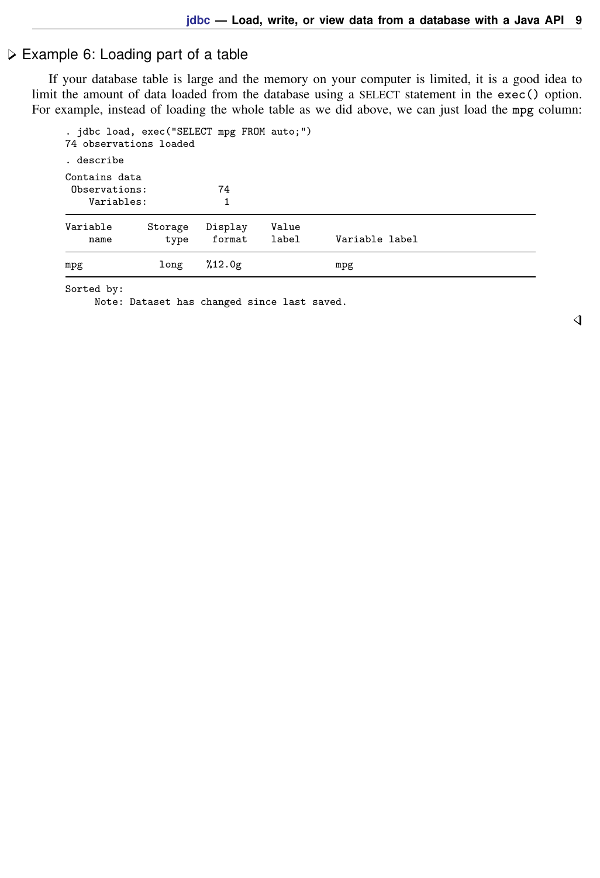## Example 6: Loading part of a table

If your database table is large and the memory on your computer is limited, it is a good idea to limit the amount of data loaded from the database using a SELECT statement in the `exec()` option. For example, instead of loading the whole table as we did above, we can just load the `mpg` column:

```
. jdbc load, exec("SELECT mpg FROM auto;")
74 observations loaded

. describe

Contains data
 Observations:            74
    Variables:             1
--------------------------------------------------------------------------------
Variable      Storage   Display    Value
    name         type    format    label      Variable label
--------------------------------------------------------------------------------
mpg             long    %12.0g                mpg
--------------------------------------------------------------------------------
Sorted by:
     Note: Dataset has changed since last saved.
```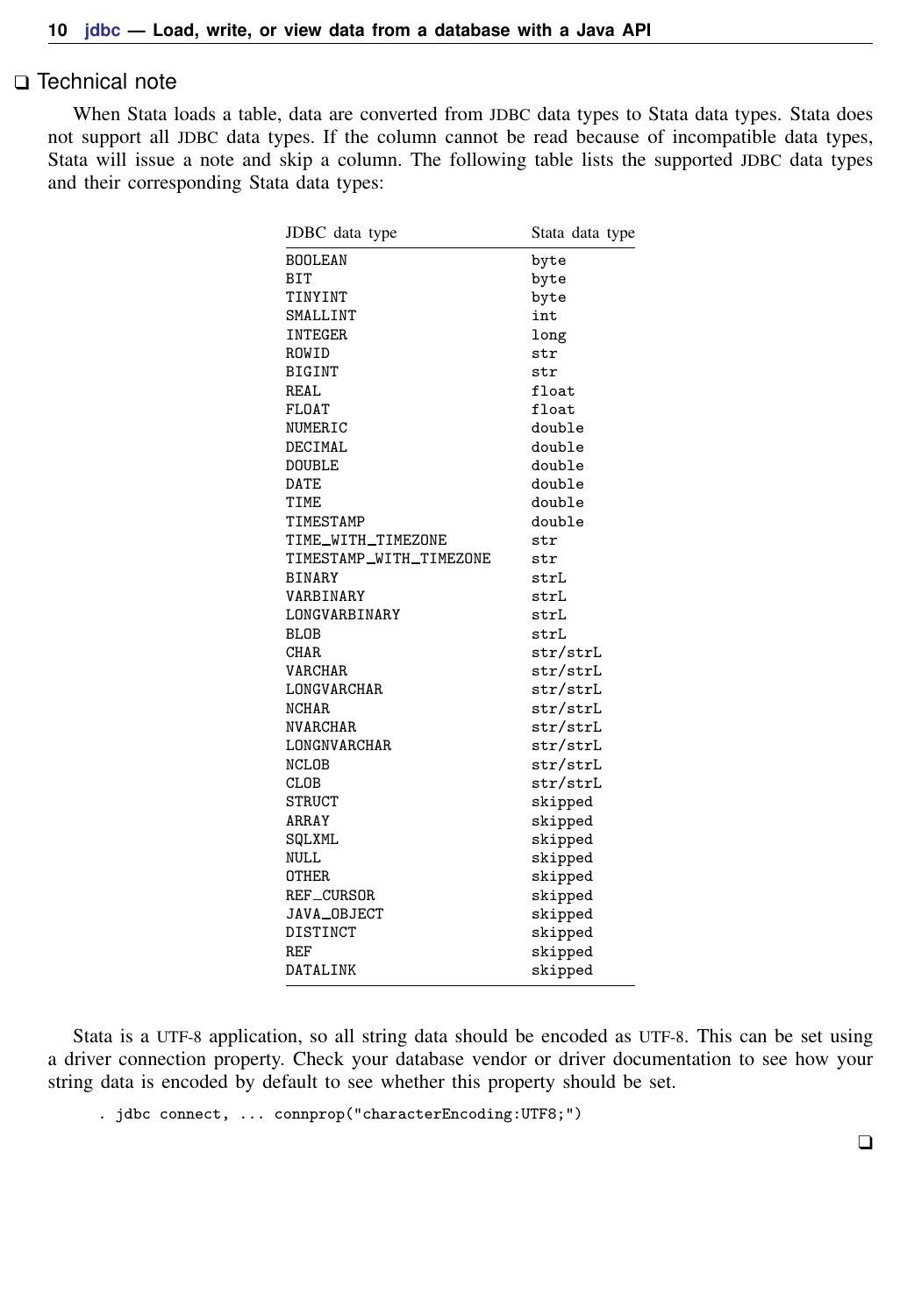## ❑ Technical note

When Stata loads a table, data are converted from JDBC data types to Stata data types. Stata does not support all JDBC data types. If the column cannot be read because of incompatible data types, Stata will issue a note and skip a column. The following table lists the supported JDBC data types and their corresponding Stata data types:

| JDBC data type | Stata data type |
|---|---|
| BOOLEAN | byte |
| BIT | byte |
| TINYINT | byte |
| SMALLINT | int |
| INTEGER | long |
| ROWID | str |
| BIGINT | str |
| REAL | float |
| FLOAT | float |
| NUMERIC | double |
| DECIMAL | double |
| DOUBLE | double |
| DATE | double |
| TIME | double |
| TIMESTAMP | double |
| TIME_WITH_TIMEZONE | str |
| TIMESTAMP_WITH_TIMEZONE | str |
| BINARY | strL |
| VARBINARY | strL |
| LONGVARBINARY | strL |
| BLOB | strL |
| CHAR | str/strL |
| VARCHAR | str/strL |
| LONGVARCHAR | str/strL |
| NCHAR | str/strL |
| NVARCHAR | str/strL |
| LONGNVARCHAR | str/strL |
| NCLOB | str/strL |
| CLOB | str/strL |
| STRUCT | skipped |
| ARRAY | skipped |
| SQLXML | skipped |
| NULL | skipped |
| OTHER | skipped |
| REF_CURSOR | skipped |
| JAVA_OBJECT | skipped |
| DISTINCT | skipped |
| REF | skipped |
| DATALINK | skipped |

Stata is a UTF-8 application, so all string data should be encoded as UTF-8. This can be set using a driver connection property. Check your database vendor or driver documentation to see how your string data is encoded by default to see whether this property should be set.

```
. jdbc connect, ... connprop("characterEncoding:UTF8;")
```

❑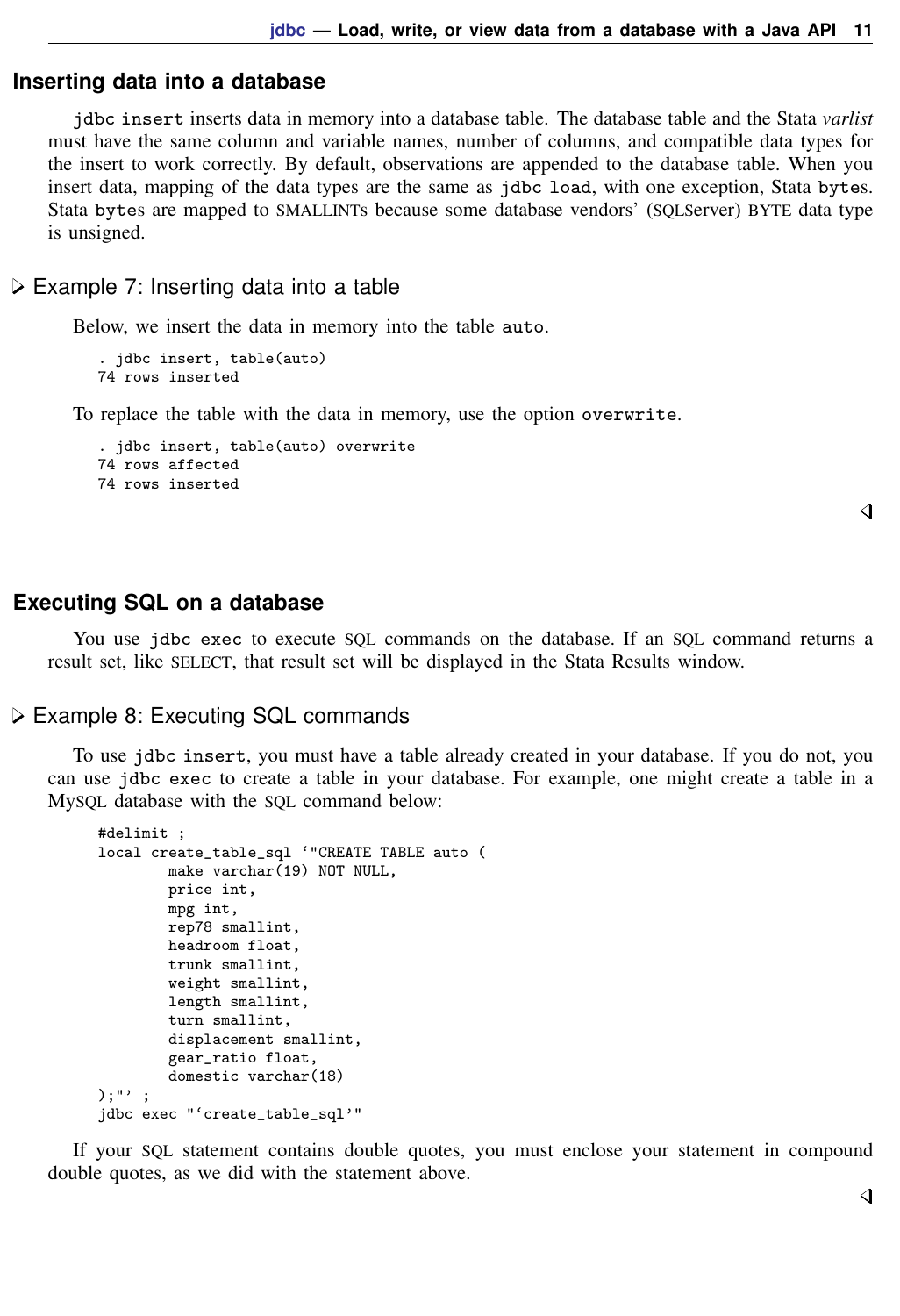## Inserting data into a database

`jdbc insert` inserts data in memory into a database table. The database table and the Stata *varlist* must have the same column and variable names, number of columns, and compatible data types for the insert to work correctly. By default, observations are appended to the database table. When you insert data, mapping of the data types are the same as `jdbc load`, with one exception, Stata `bytes`. Stata `bytes` are mapped to SMALLINTs because some database vendors' (SQLServer) BYTE data type is unsigned.

### ▷ Example 7: Inserting data into a table

Below, we insert the data in memory into the table `auto`.

```
. jdbc insert, table(auto)
74 rows inserted
```

To replace the table with the data in memory, use the option `overwrite`.

```
. jdbc insert, table(auto) overwrite
74 rows affected
74 rows inserted
```

◁

## Executing SQL on a database

You use `jdbc exec` to execute SQL commands on the database. If an SQL command returns a result set, like SELECT, that result set will be displayed in the Stata Results window.

### ▷ Example 8: Executing SQL commands

To use `jdbc insert`, you must have a table already created in your database. If you do not, you can use `jdbc exec` to create a table in your database. For example, one might create a table in a MySQL database with the SQL command below:

```
#delimit ;
local create_table_sql `"CREATE TABLE auto (
        make varchar(19) NOT NULL,
        price int,
        mpg int,
        rep78 smallint,
        headroom float,
        trunk smallint,
        weight smallint,
        length smallint,
        turn smallint,
        displacement smallint,
        gear_ratio float,
        domestic varchar(18)
);"' ;
jdbc exec "`create_table_sql'"
```

If your SQL statement contains double quotes, you must enclose your statement in compound double quotes, as we did with the statement above.

◁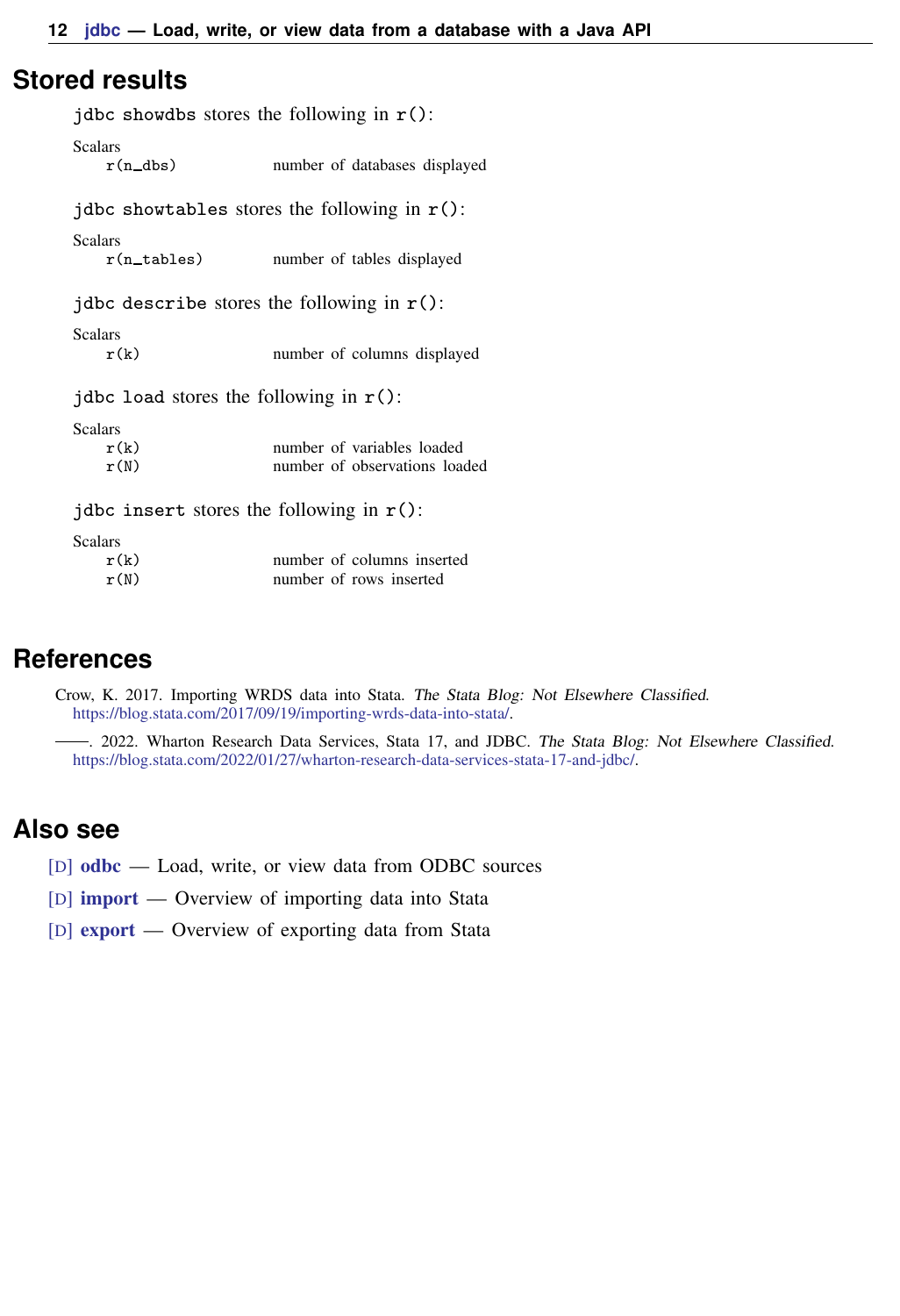## Stored results

`jdbc showdbs` stores the following in `r()`:

Scalars

| | |
|---|---|
| `r(n_dbs)` | number of databases displayed |

`jdbc showtables` stores the following in `r()`:

Scalars

| | |
|---|---|
| `r(n_tables)` | number of tables displayed |

`jdbc describe` stores the following in `r()`:

Scalars

| | |
|---|---|
| `r(k)` | number of columns displayed |

`jdbc load` stores the following in `r()`:

Scalars

| | |
|---|---|
| `r(k)` | number of variables loaded |
| `r(N)` | number of observations loaded |

`jdbc insert` stores the following in `r()`:

Scalars

| | |
|---|---|
| `r(k)` | number of columns inserted |
| `r(N)` | number of rows inserted |

## References

Crow, K. 2017. Importing WRDS data into Stata. *The Stata Blog: Not Elsewhere Classified.* https://blog.stata.com/2017/09/19/importing-wrds-data-into-stata/.

——. 2022. Wharton Research Data Services, Stata 17, and JDBC. *The Stata Blog: Not Elsewhere Classified.* https://blog.stata.com/2022/01/27/wharton-research-data-services-stata-17-and-jdbc/.

## Also see

[D] **odbc** — Load, write, or view data from ODBC sources

[D] **import** — Overview of importing data into Stata

[D] **export** — Overview of exporting data from Stata